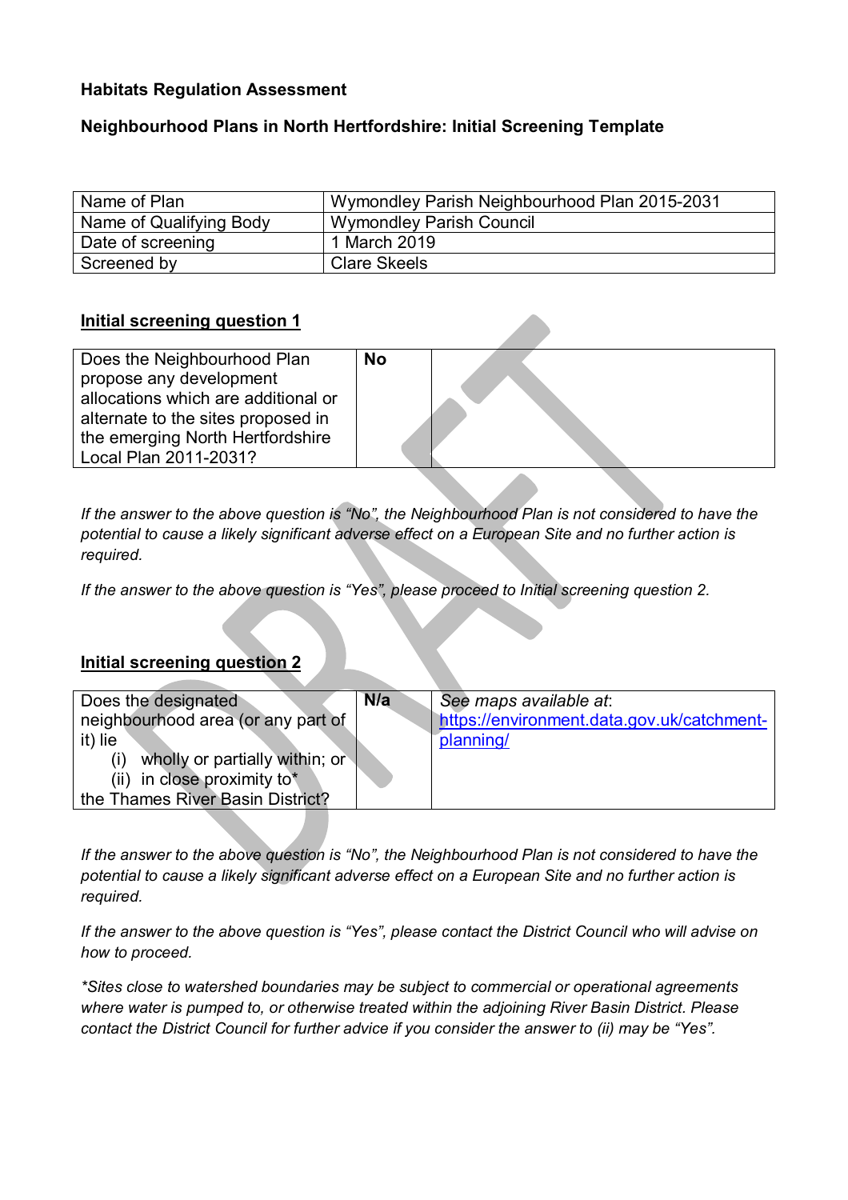**Habitats Regulation Assessment**

**Neighbourhood Plans in North Hertfordshire: Initial Screening Template**

| Name of Plan | Wymondley Parish Neighbourhood Plan 2015-2031 |
|---|---|
| Name of Qualifying Body | Wymondley Parish Council |
| Date of screening | 1 March 2019 |
| Screened by | Clare Skeels |

## Initial screening question 1

| Does the Neighbourhood Plan propose any development allocations which are additional or alternate to the sites proposed in the emerging North Hertfordshire Local Plan 2011-2031? | **No** | |
|---|---|---|

*If the answer to the above question is "No", the Neighbourhood Plan is not considered to have the potential to cause a likely significant adverse effect on a European Site and no further action is required.*

*If the answer to the above question is "Yes", please proceed to Initial screening question 2.*

## Initial screening question 2

| Does the designated neighbourhood area (or any part of it) lie (i) wholly or partially within; or (ii) in close proximity to* the Thames River Basin District? | **N/a** | *See maps available at*: [https://environment.data.gov.uk/catchment-planning/](https://environment.data.gov.uk/catchment-planning/) |
|---|---|---|

*If the answer to the above question is "No", the Neighbourhood Plan is not considered to have the potential to cause a likely significant adverse effect on a European Site and no further action is required.*

*If the answer to the above question is "Yes", please contact the District Council who will advise on how to proceed.*

*\*Sites close to watershed boundaries may be subject to commercial or operational agreements where water is pumped to, or otherwise treated within the adjoining River Basin District. Please contact the District Council for further advice if you consider the answer to (ii) may be "Yes".*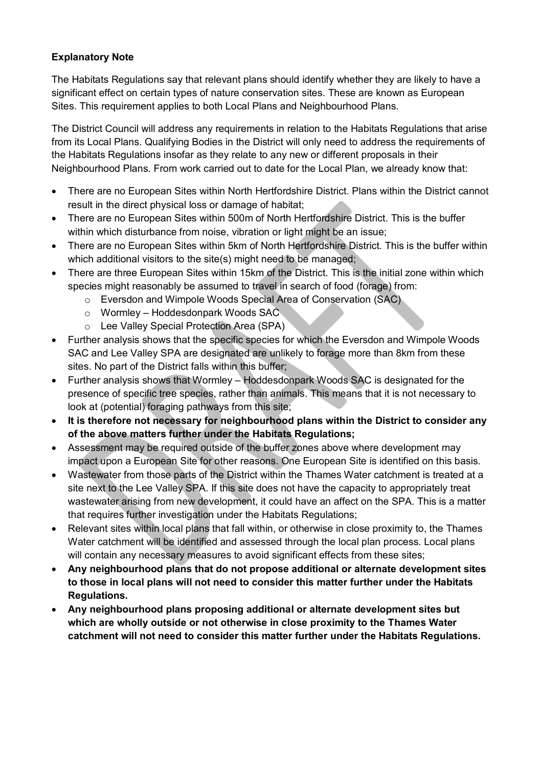**Explanatory Note**

The Habitats Regulations say that relevant plans should identify whether they are likely to have a significant effect on certain types of nature conservation sites. These are known as European Sites. This requirement applies to both Local Plans and Neighbourhood Plans.

The District Council will address any requirements in relation to the Habitats Regulations that arise from its Local Plans. Qualifying Bodies in the District will only need to address the requirements of the Habitats Regulations insofar as they relate to any new or different proposals in their Neighbourhood Plans. From work carried out to date for the Local Plan, we already know that:

- There are no European Sites within North Hertfordshire District. Plans within the District cannot result in the direct physical loss or damage of habitat;
- There are no European Sites within 500m of North Hertfordshire District. This is the buffer within which disturbance from noise, vibration or light might be an issue;
- There are no European Sites within 5km of North Hertfordshire District. This is the buffer within which additional visitors to the site(s) might need to be managed;
- There are three European Sites within 15km of the District. This is the initial zone within which species might reasonably be assumed to travel in search of food (forage) from:
  - Eversdon and Wimpole Woods Special Area of Conservation (SAC)
  - Wormley – Hoddesdonpark Woods SAC
  - Lee Valley Special Protection Area (SPA)
- Further analysis shows that the specific species for which the Eversdon and Wimpole Woods SAC and Lee Valley SPA are designated are unlikely to forage more than 8km from these sites. No part of the District falls within this buffer;
- Further analysis shows that Wormley – Hoddesdonpark Woods SAC is designated for the presence of specific tree species, rather than animals. This means that it is not necessary to look at (potential) foraging pathways from this site;
- **It is therefore not necessary for neighbourhood plans within the District to consider any of the above matters further under the Habitats Regulations;**
- Assessment may be required outside of the buffer zones above where development may impact upon a European Site for other reasons. One European Site is identified on this basis.
- Wastewater from those parts of the District within the Thames Water catchment is treated at a site next to the Lee Valley SPA. If this site does not have the capacity to appropriately treat wastewater arising from new development, it could have an affect on the SPA. This is a matter that requires further investigation under the Habitats Regulations;
- Relevant sites within local plans that fall within, or otherwise in close proximity to, the Thames Water catchment will be identified and assessed through the local plan process. Local plans will contain any necessary measures to avoid significant effects from these sites;
- **Any neighbourhood plans that do not propose additional or alternate development sites to those in local plans will not need to consider this matter further under the Habitats Regulations.**
- **Any neighbourhood plans proposing additional or alternate development sites but which are wholly outside or not otherwise in close proximity to the Thames Water catchment will not need to consider this matter further under the Habitats Regulations.**